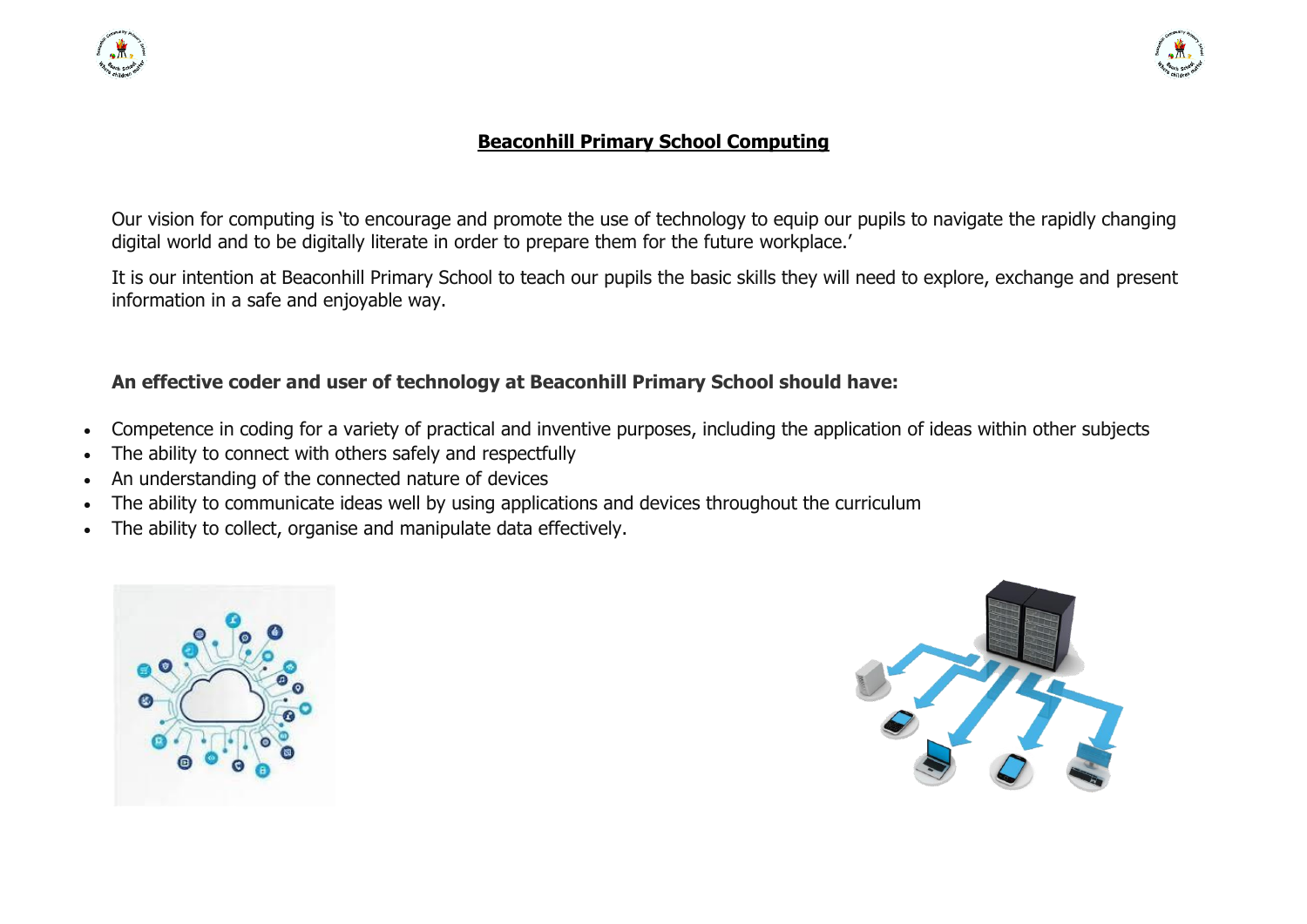# Beaconhill Primary School Computing

Our vision for computing is 'to encourage and promote the use of technology to equip our pupils to navigate the rapidly changing digital world and to be digitally literate in order to prepare them for the future workplace.'

It is our intention at Beaconhill Primary School to teach our pupils the basic skills they will need to explore, exchange and present information in a safe and enjoyable way.

**An effective coder and user of technology at Beaconhill Primary School should have:**

- Competence in coding for a variety of practical and inventive purposes, including the application of ideas within other subjects
- The ability to connect with others safely and respectfully
- An understanding of the connected nature of devices
- The ability to communicate ideas well by using applications and devices throughout the curriculum
- The ability to collect, organise and manipulate data effectively.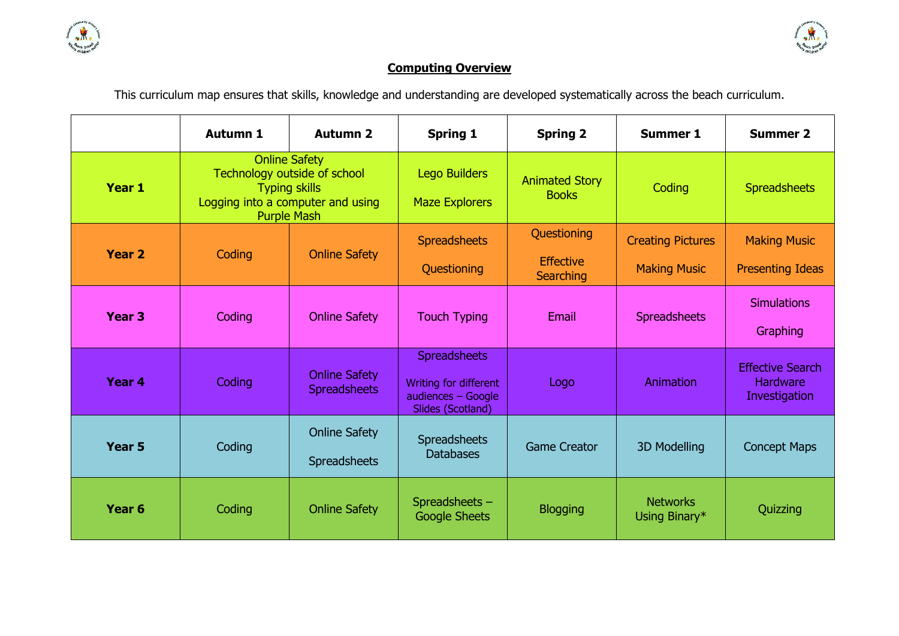## Computing Overview

This curriculum map ensures that skills, knowledge and understanding are developed systematically across the beach curriculum.

| | Autumn 1 | Autumn 2 | Spring 1 | Spring 2 | Summer 1 | Summer 2 |
|---|---|---|---|---|---|---|
| **Year 1** | Online Safety<br>Technology outside of school<br>Typing skills<br>Logging into a computer and using Purple Mash | | Lego Builders<br><br>Maze Explorers | Animated Story Books | Coding | Spreadsheets |
| **Year 2** | Coding | Online Safety | Spreadsheets<br><br>Questioning | Questioning<br><br>Effective Searching | Creating Pictures<br><br>Making Music | Making Music<br><br>Presenting Ideas |
| **Year 3** | Coding | Online Safety | Touch Typing | Email | Spreadsheets | Simulations<br><br>Graphing |
| **Year 4** | Coding | Online Safety<br>Spreadsheets | Spreadsheets<br><br>Writing for different audiences – Google Slides (Scotland) | Logo | Animation | Effective Search<br>Hardware Investigation |
| **Year 5** | Coding | Online Safety<br><br>Spreadsheets | Spreadsheets<br>Databases | Game Creator | 3D Modelling | Concept Maps |
| **Year 6** | Coding | Online Safety | Spreadsheets – Google Sheets | Blogging | Networks<br>Using Binary* | Quizzing |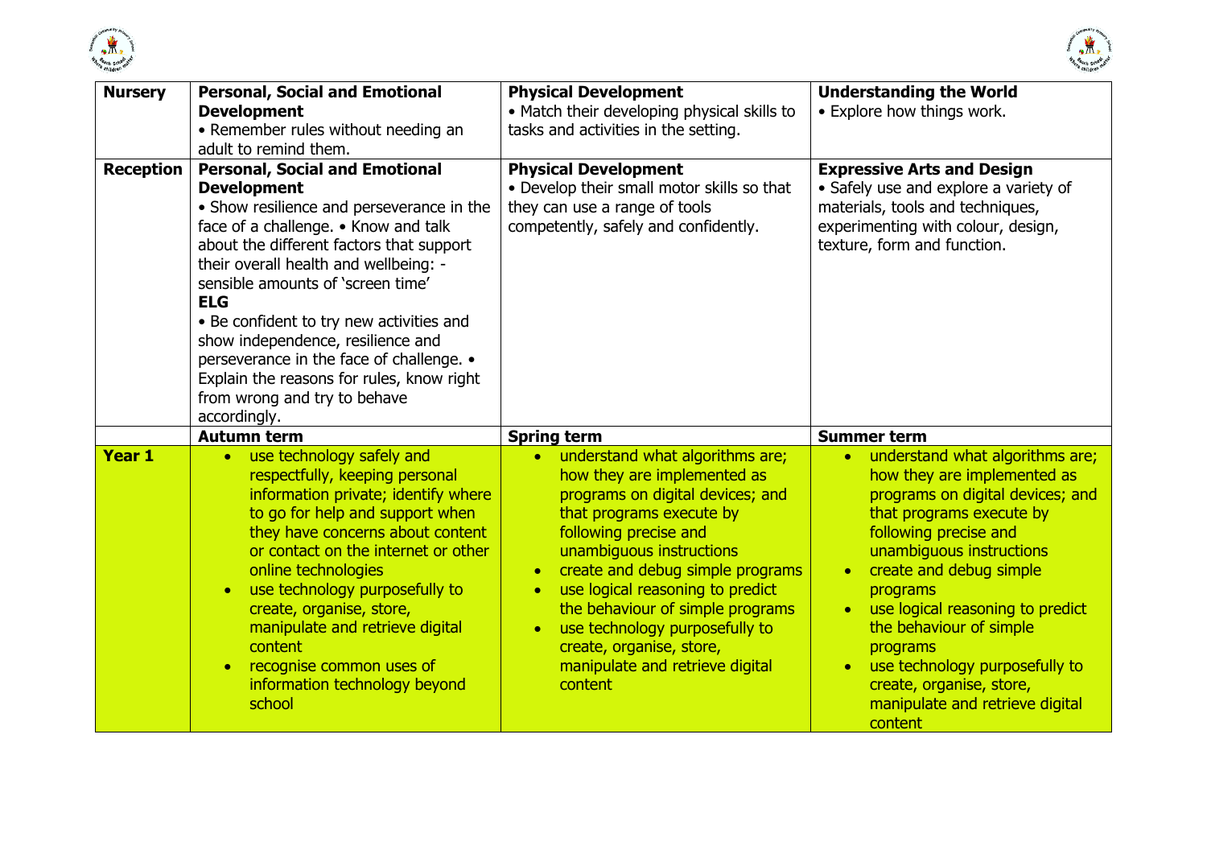| Nursery | **Personal, Social and Emotional Development**<br>• Remember rules without needing an adult to remind them. | **Physical Development**<br>• Match their developing physical skills to tasks and activities in the setting. | **Understanding the World**<br>• Explore how things work. |
|---|---|---|---|
| **Reception** | **Personal, Social and Emotional Development**<br>• Show resilience and perseverance in the face of a challenge. • Know and talk about the different factors that support their overall health and wellbeing: - sensible amounts of 'screen time'<br>**ELG**<br>• Be confident to try new activities and show independence, resilience and perseverance in the face of challenge. • Explain the reasons for rules, know right from wrong and try to behave accordingly. | **Physical Development**<br>• Develop their small motor skills so that they can use a range of tools competently, safely and confidently. | **Expressive Arts and Design**<br>• Safely use and explore a variety of materials, tools and techniques, experimenting with colour, design, texture, form and function. |
| | **Autumn term** | **Spring term** | **Summer term** |
| **Year 1** | • use technology safely and respectfully, keeping personal information private; identify where to go for help and support when they have concerns about content or contact on the internet or other online technologies<br>• use technology purposefully to create, organise, store, manipulate and retrieve digital content<br>• recognise common uses of information technology beyond school | • understand what algorithms are; how they are implemented as programs on digital devices; and that programs execute by following precise and unambiguous instructions<br>• create and debug simple programs<br>• use logical reasoning to predict the behaviour of simple programs<br>• use technology purposefully to create, organise, store, manipulate and retrieve digital content | • understand what algorithms are; how they are implemented as programs on digital devices; and that programs execute by following precise and unambiguous instructions<br>• create and debug simple programs<br>• use logical reasoning to predict the behaviour of simple programs<br>• use technology purposefully to create, organise, store, manipulate and retrieve digital content |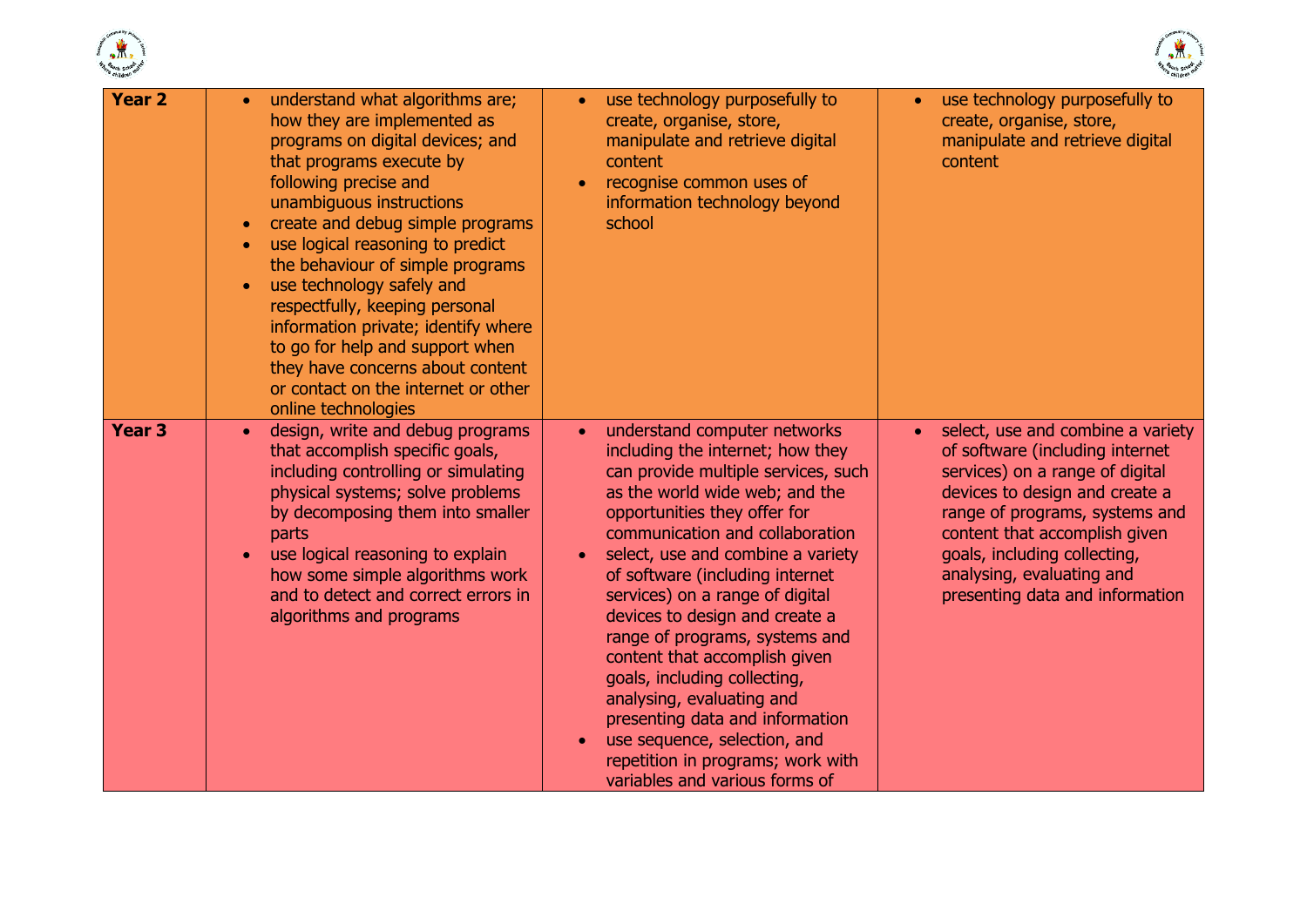| | | | |
|---|---|---|---|
| **Year 2** | • understand what algorithms are; how they are implemented as programs on digital devices; and that programs execute by following precise and unambiguous instructions<br>• create and debug simple programs<br>• use logical reasoning to predict the behaviour of simple programs<br>• use technology safely and respectfully, keeping personal information private; identify where to go for help and support when they have concerns about content or contact on the internet or other online technologies | • use technology purposefully to create, organise, store, manipulate and retrieve digital content<br>• recognise common uses of information technology beyond school | • use technology purposefully to create, organise, store, manipulate and retrieve digital content |
| **Year 3** | • design, write and debug programs that accomplish specific goals, including controlling or simulating physical systems; solve problems by decomposing them into smaller parts<br>• use logical reasoning to explain how some simple algorithms work and to detect and correct errors in algorithms and programs | • understand computer networks including the internet; how they can provide multiple services, such as the world wide web; and the opportunities they offer for communication and collaboration<br>• select, use and combine a variety of software (including internet services) on a range of digital devices to design and create a range of programs, systems and content that accomplish given goals, including collecting, analysing, evaluating and presenting data and information<br>• use sequence, selection, and repetition in programs; work with variables and various forms of | • select, use and combine a variety of software (including internet services) on a range of digital devices to design and create a range of programs, systems and content that accomplish given goals, including collecting, analysing, evaluating and presenting data and information |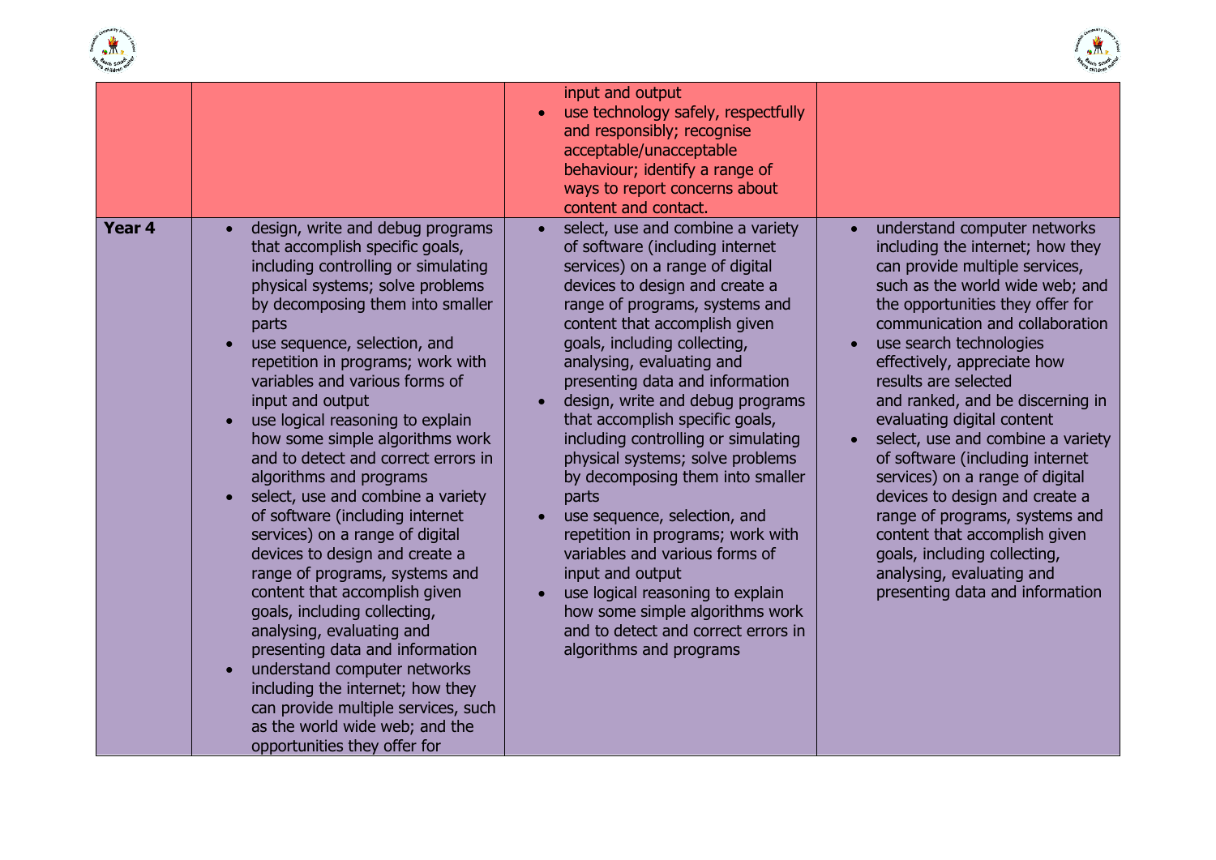| | | | |
|---|---|---|---|
| | | input and output<br>• use technology safely, respectfully and responsibly; recognise acceptable/unacceptable behaviour; identify a range of ways to report concerns about content and contact. | |
| **Year 4** | • design, write and debug programs that accomplish specific goals, including controlling or simulating physical systems; solve problems by decomposing them into smaller parts<br>• use sequence, selection, and repetition in programs; work with variables and various forms of input and output<br>• use logical reasoning to explain how some simple algorithms work and to detect and correct errors in algorithms and programs<br>• select, use and combine a variety of software (including internet services) on a range of digital devices to design and create a range of programs, systems and content that accomplish given goals, including collecting, analysing, evaluating and presenting data and information<br>• understand computer networks including the internet; how they can provide multiple services, such as the world wide web; and the opportunities they offer for | • select, use and combine a variety of software (including internet services) on a range of digital devices to design and create a range of programs, systems and content that accomplish given goals, including collecting, analysing, evaluating and presenting data and information<br>• design, write and debug programs that accomplish specific goals, including controlling or simulating physical systems; solve problems by decomposing them into smaller parts<br>• use sequence, selection, and repetition in programs; work with variables and various forms of input and output<br>• use logical reasoning to explain how some simple algorithms work and to detect and correct errors in algorithms and programs | • understand computer networks including the internet; how they can provide multiple services, such as the world wide web; and the opportunities they offer for communication and collaboration<br>• use search technologies effectively, appreciate how results are selected and ranked, and be discerning in evaluating digital content<br>• select, use and combine a variety of software (including internet services) on a range of digital devices to design and create a range of programs, systems and content that accomplish given goals, including collecting, analysing, evaluating and presenting data and information |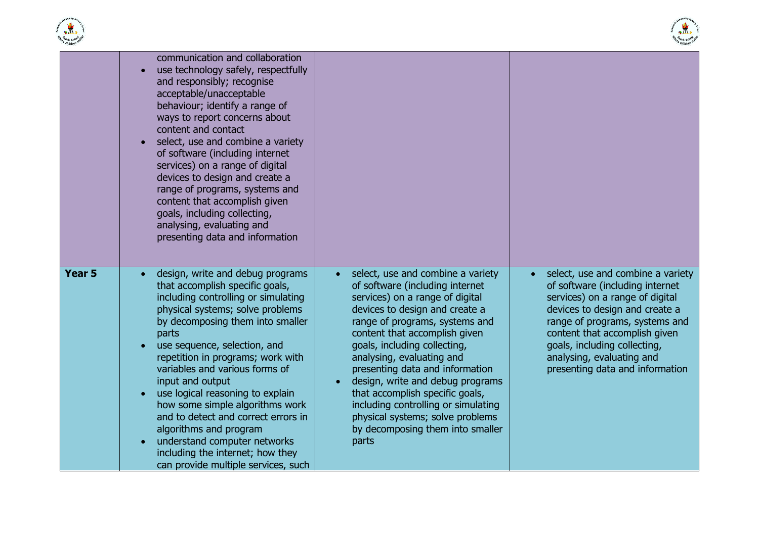| | | | |
|---|---|---|---|
| | communication and collaboration<br>• use technology safely, respectfully and responsibly; recognise acceptable/unacceptable behaviour; identify a range of ways to report concerns about content and contact<br>• select, use and combine a variety of software (including internet services) on a range of digital devices to design and create a range of programs, systems and content that accomplish given goals, including collecting, analysing, evaluating and presenting data and information | | |
| **Year 5** | • design, write and debug programs that accomplish specific goals, including controlling or simulating physical systems; solve problems by decomposing them into smaller parts<br>• use sequence, selection, and repetition in programs; work with variables and various forms of input and output<br>• use logical reasoning to explain how some simple algorithms work and to detect and correct errors in algorithms and program<br>• understand computer networks including the internet; how they can provide multiple services, such | • select, use and combine a variety of software (including internet services) on a range of digital devices to design and create a range of programs, systems and content that accomplish given goals, including collecting, analysing, evaluating and presenting data and information<br>• design, write and debug programs that accomplish specific goals, including controlling or simulating physical systems; solve problems by decomposing them into smaller parts | • select, use and combine a variety of software (including internet services) on a range of digital devices to design and create a range of programs, systems and content that accomplish given goals, including collecting, analysing, evaluating and presenting data and information |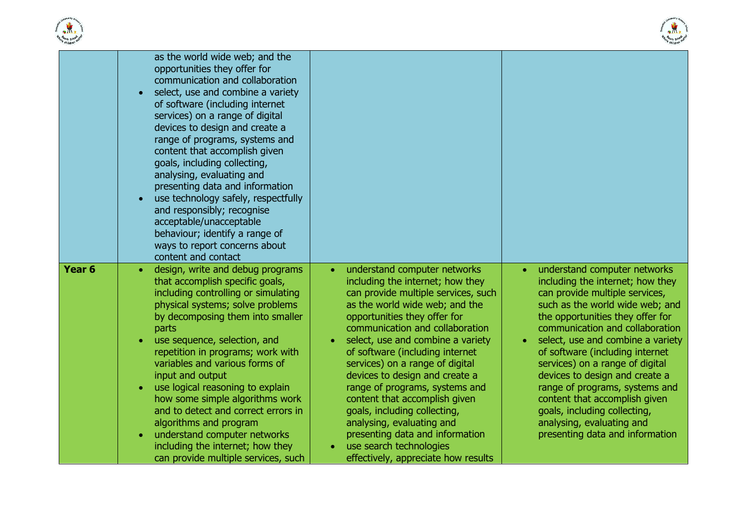| | | | |
|---|---|---|---|
| | as the world wide web; and the opportunities they offer for communication and collaboration<br>• select, use and combine a variety of software (including internet services) on a range of digital devices to design and create a range of programs, systems and content that accomplish given goals, including collecting, analysing, evaluating and presenting data and information<br>• use technology safely, respectfully and responsibly; recognise acceptable/unacceptable behaviour; identify a range of ways to report concerns about content and contact | | |
| **Year 6** | • design, write and debug programs that accomplish specific goals, including controlling or simulating physical systems; solve problems by decomposing them into smaller parts<br>• use sequence, selection, and repetition in programs; work with variables and various forms of input and output<br>• use logical reasoning to explain how some simple algorithms work and to detect and correct errors in algorithms and program<br>• understand computer networks including the internet; how they can provide multiple services, such | • understand computer networks including the internet; how they can provide multiple services, such as the world wide web; and the opportunities they offer for communication and collaboration<br>• select, use and combine a variety of software (including internet services) on a range of digital devices to design and create a range of programs, systems and content that accomplish given goals, including collecting, analysing, evaluating and presenting data and information<br>• use search technologies effectively, appreciate how results | • understand computer networks including the internet; how they can provide multiple services, such as the world wide web; and the opportunities they offer for communication and collaboration<br>• select, use and combine a variety of software (including internet services) on a range of digital devices to design and create a range of programs, systems and content that accomplish given goals, including collecting, analysing, evaluating and presenting data and information |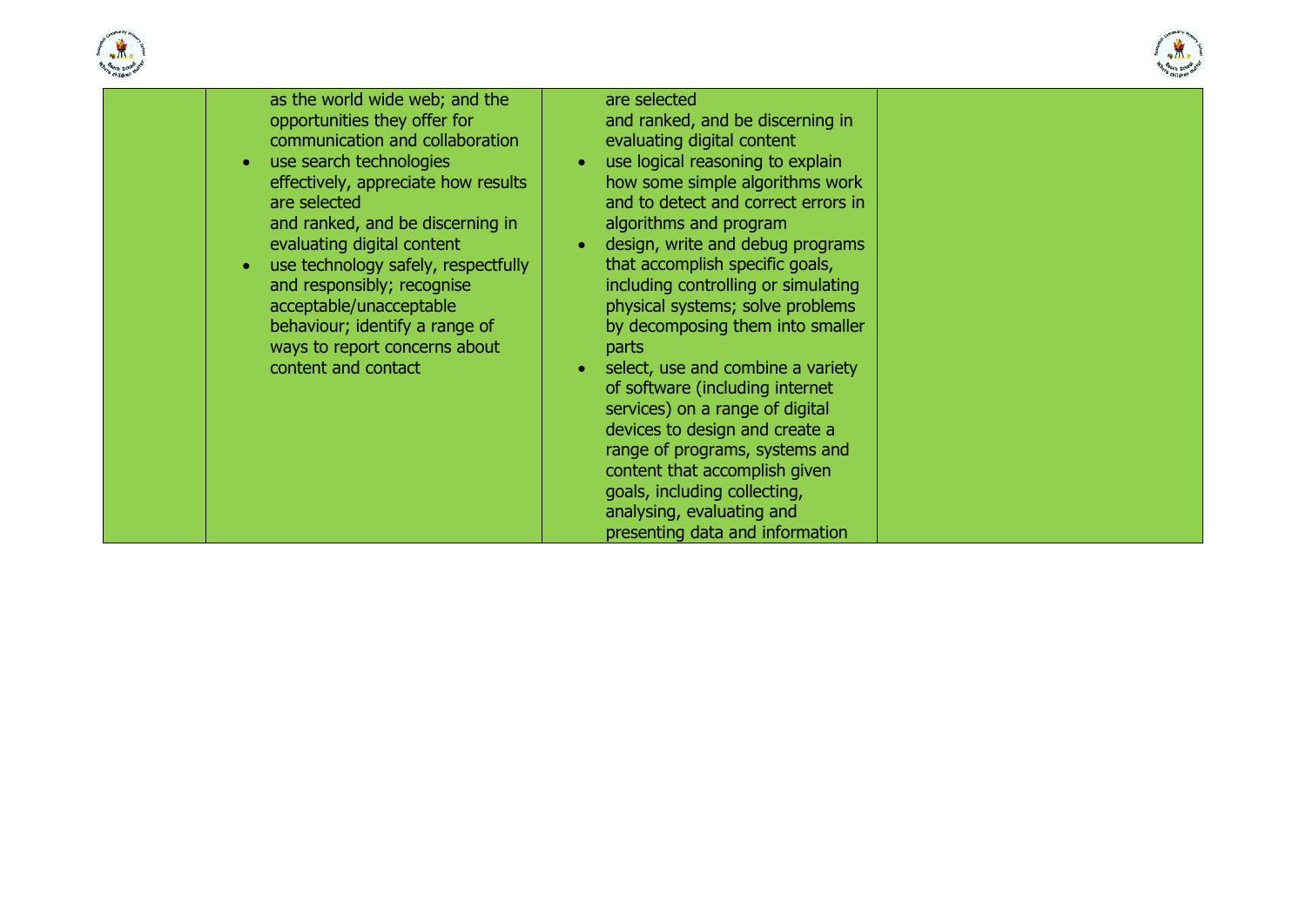| | | | |
|---|---|---|---|
| | as the world wide web; and the opportunities they offer for communication and collaboration<br>• use search technologies effectively, appreciate how results are selected and ranked, and be discerning in evaluating digital content<br>• use technology safely, respectfully and responsibly; recognise acceptable/unacceptable behaviour; identify a range of ways to report concerns about content and contact | are selected and ranked, and be discerning in evaluating digital content<br>• use logical reasoning to explain how some simple algorithms work and to detect and correct errors in algorithms and program<br>• design, write and debug programs that accomplish specific goals, including controlling or simulating physical systems; solve problems by decomposing them into smaller parts<br>• select, use and combine a variety of software (including internet services) on a range of digital devices to design and create a range of programs, systems and content that accomplish given goals, including collecting, analysing, evaluating and presenting data and information | |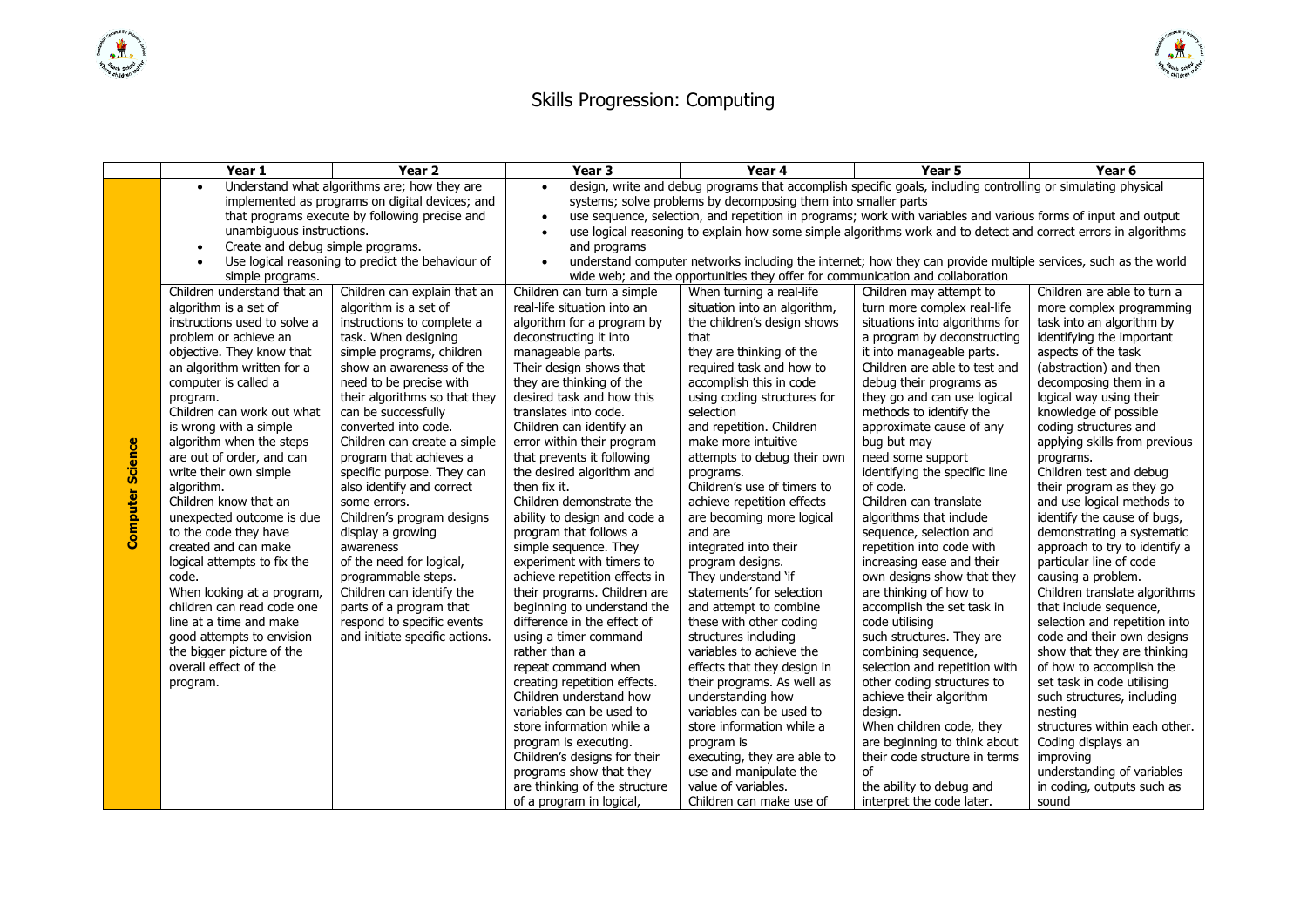# Skills Progression: Computing

| | Year 1 | Year 2 | Year 3 | Year 4 | Year 5 | Year 6 |
|---|---|---|---|---|---|---|
| **Computer Science** | • Understand what algorithms are; how they are implemented as programs on digital devices; and that programs execute by following precise and unambiguous instructions. • Create and debug simple programs. • Use logical reasoning to predict the behaviour of simple programs. | | • design, write and debug programs that accomplish specific goals, including controlling or simulating physical systems; solve problems by decomposing them into smaller parts • use sequence, selection, and repetition in programs; work with variables and various forms of input and output • use logical reasoning to explain how some simple algorithms work and to detect and correct errors in algorithms and programs • understand computer networks including the internet; how they can provide multiple services, such as the world wide web; and the opportunities they offer for communication and collaboration | | | |
| | Children understand that an algorithm is a set of instructions used to solve a problem or achieve an objective. They know that an algorithm written for a computer is called a program. Children can work out what is wrong with a simple algorithm when the steps are out of order, and can write their own simple algorithm. Children know that an unexpected outcome is due to the code they have created and can make logical attempts to fix the code. When looking at a program, children can read code one line at a time and make good attempts to envision the bigger picture of the overall effect of the program. | Children can explain that an algorithm is a set of instructions to complete a task. When designing simple programs, children show an awareness of the need to be precise with their algorithms so that they can be successfully converted into code. Children can create a simple program that achieves a specific purpose. They can also identify and correct some errors. Children's program designs display a growing awareness of the need for logical, programmable steps. Children can identify the parts of a program that respond to specific events and initiate specific actions. | Children can turn a simple real-life situation into an algorithm for a program by deconstructing it into manageable parts. Their design shows that they are thinking of the desired task and how this translates into code. Children can identify an error within their program that prevents it following the desired algorithm and then fix it. Children demonstrate the ability to design and code a program that follows a simple sequence. They experiment with timers to achieve repetition effects in their programs. Children are beginning to understand the difference in the effect of using a timer command rather than a repeat command when creating repetition effects. Children understand how variables can be used to store information while a program is executing. Children's designs for their programs show that they are thinking of the structure of a program in logical, | When turning a real-life situation into an algorithm, the children's design shows that they are thinking of the required task and how to accomplish this in code using coding structures for selection and repetition. Children make more intuitive attempts to debug their own programs. Children's use of timers to achieve repetition effects are becoming more logical and are integrated into their program designs. They understand 'if statements' for selection and attempt to combine these with other coding structures including variables to achieve the effects that they design in their programs. As well as understanding how variables can be used to store information while a program is executing, they are able to use and manipulate the value of variables. Children can make use of | Children may attempt to turn more complex real-life situations into algorithms for a program by deconstructing it into manageable parts. Children are able to test and debug their programs as they go and can use logical methods to identify the approximate cause of any bug but may need some support identifying the specific line of code. Children can translate algorithms that include sequence, selection and repetition into code with increasing ease and their own designs show that they are thinking of how to accomplish the set task in code utilising such structures. They are combining sequence, selection and repetition with other coding structures to achieve their algorithm design. When children code, they are beginning to think about their code structure in terms of the ability to debug and interpret the code later. | Children are able to turn a more complex programming task into an algorithm by identifying the important aspects of the task (abstraction) and then decomposing them in a logical way using their knowledge of possible coding structures and applying skills from previous programs. Children test and debug their program as they go and use logical methods to identify the cause of bugs, demonstrating a systematic approach to try to identify a particular line of code causing a problem. Children translate algorithms that include sequence, selection and repetition into code and their own designs show that they are thinking of how to accomplish the set task in code utilising such structures, including nesting structures within each other. Coding displays an improving understanding of variables in coding, outputs such as sound |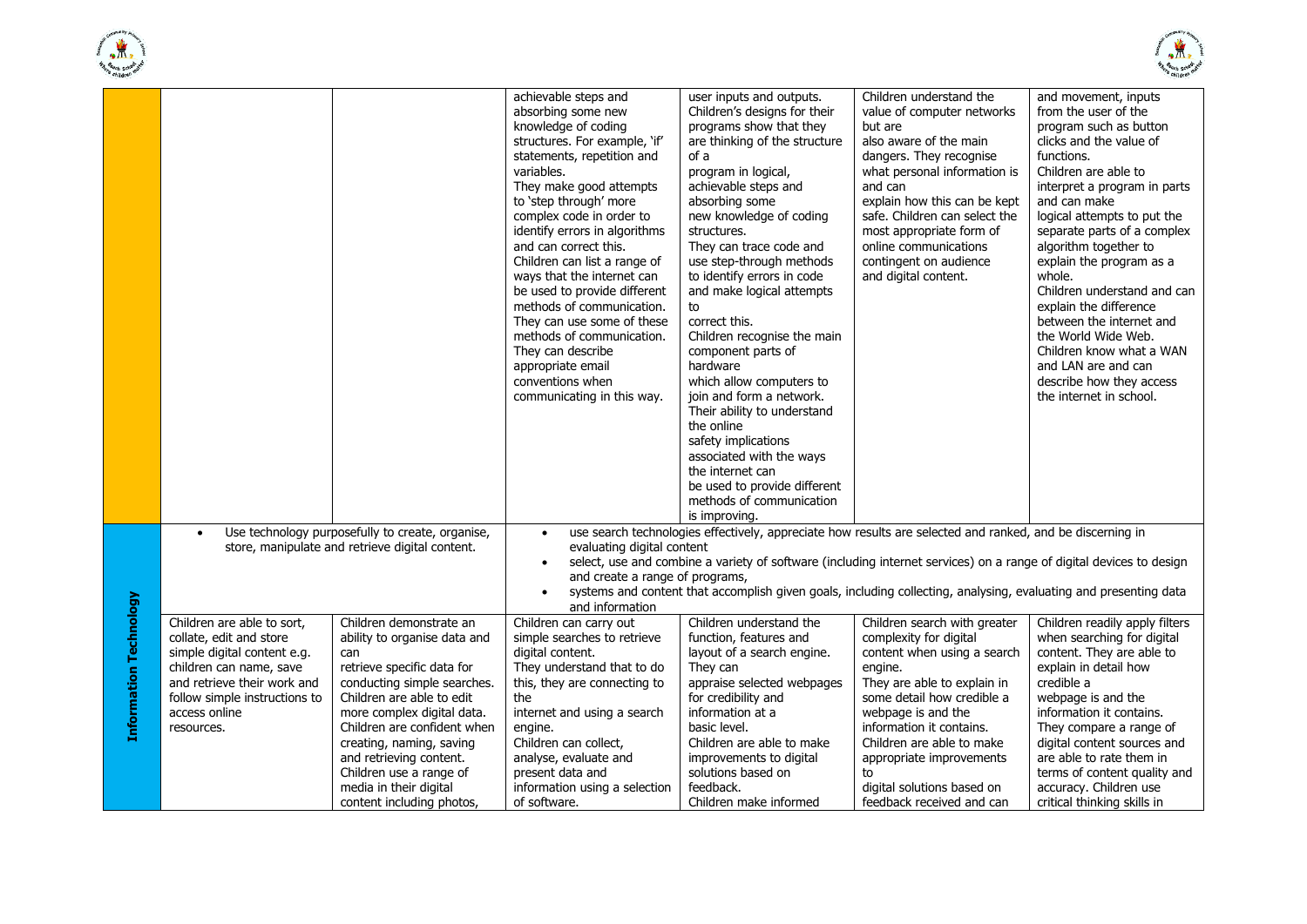| | | | | | | |
|---|---|---|---|---|---|---|
| | | | achievable steps and absorbing some new knowledge of coding structures. For example, 'if' statements, repetition and variables. They make good attempts to 'step through' more complex code in order to identify errors in algorithms and can correct this. Children can list a range of ways that the internet can be used to provide different methods of communication. They can use some of these methods of communication. They can describe appropriate email conventions when communicating in this way. | user inputs and outputs. Children's designs for their programs show that they are thinking of the structure of a program in logical, achievable steps and absorbing some new knowledge of coding structures. They can trace code and use step-through methods to identify errors in code and make logical attempts to correct this. Children recognise the main component parts of hardware which allow computers to join and form a network. Their ability to understand the online safety implications associated with the ways the internet can be used to provide different methods of communication is improving. | Children understand the value of computer networks but are also aware of the main dangers. They recognise what personal information is and can explain how this can be kept safe. Children can select the most appropriate form of online communications contingent on audience and digital content. | and movement, inputs from the user of the program such as button clicks and the value of functions. Children are able to interpret a program in parts and can make logical attempts to put the separate parts of a complex algorithm together to explain the program as a whole. Children understand and can explain the difference between the internet and the World Wide Web. Children know what a WAN and LAN are and can describe how they access the internet in school. |
| **Information Technology** | • Use technology purposefully to create, organise, store, manipulate and retrieve digital content. | | • use search technologies effectively, appreciate how results are selected and ranked, and be discerning in evaluating digital content<br>• select, use and combine a variety of software (including internet services) on a range of digital devices to design and create a range of programs,<br>• systems and content that accomplish given goals, including collecting, analysing, evaluating and presenting data and information | | | |
| | Children are able to sort, collate, edit and store simple digital content e.g. children can name, save and retrieve their work and follow simple instructions to access online resources. | Children demonstrate an ability to organise data and can retrieve specific data for conducting simple searches. Children are able to edit more complex digital data. Children are confident when creating, naming, saving and retrieving content. Children use a range of media in their digital content including photos, | Children can carry out simple searches to retrieve digital content. They understand that to do this, they are connecting to the internet and using a search engine. Children can collect, analyse, evaluate and present data and information using a selection of software. | Children understand the function, features and layout of a search engine. They can appraise selected webpages for credibility and information at a basic level. Children are able to make improvements to digital solutions based on feedback. Children make informed | Children search with greater complexity for digital content when using a search engine. They are able to explain in some detail how credible a webpage is and the information it contains. Children are able to make appropriate improvements to digital solutions based on feedback received and can | Children readily apply filters when searching for digital content. They are able to explain in detail how credible a webpage is and the information it contains. They compare a range of digital content sources and are able to rate them in terms of content quality and accuracy. Children use critical thinking skills in |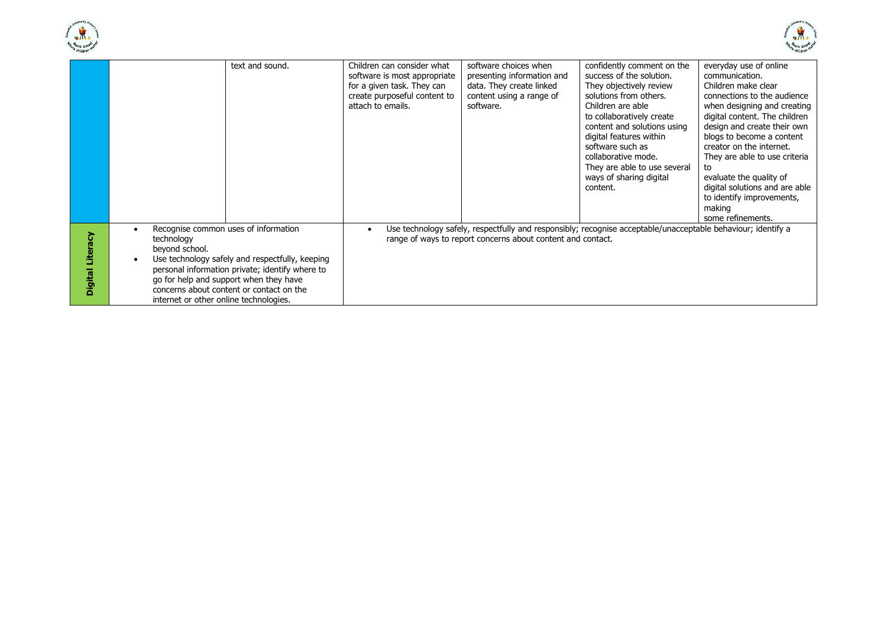| | | | | | | |
|---|---|---|---|---|---|---|
| | | text and sound. | Children can consider what software is most appropriate for a given task. They can create purposeful content to attach to emails. | software choices when presenting information and data. They create linked content using a range of software. | confidently comment on the success of the solution. They objectively review solutions from others. Children are able to collaboratively create content and solutions using digital features within software such as collaborative mode. They are able to use several ways of sharing digital content. | everyday use of online communication. Children make clear connections to the audience when designing and creating digital content. The children design and create their own blogs to become a content creator on the internet. They are able to use criteria to evaluate the quality of digital solutions and are able to identify improvements, making some refinements. |
| **Digital Literacy** | • Recognise common uses of information technology beyond school.<br>• Use technology safely and respectfully, keeping personal information private; identify where to go for help and support when they have concerns about content or contact on the internet or other online technologies. | | • Use technology safely, respectfully and responsibly; recognise acceptable/unacceptable behaviour; identify a range of ways to report concerns about content and contact. | | | |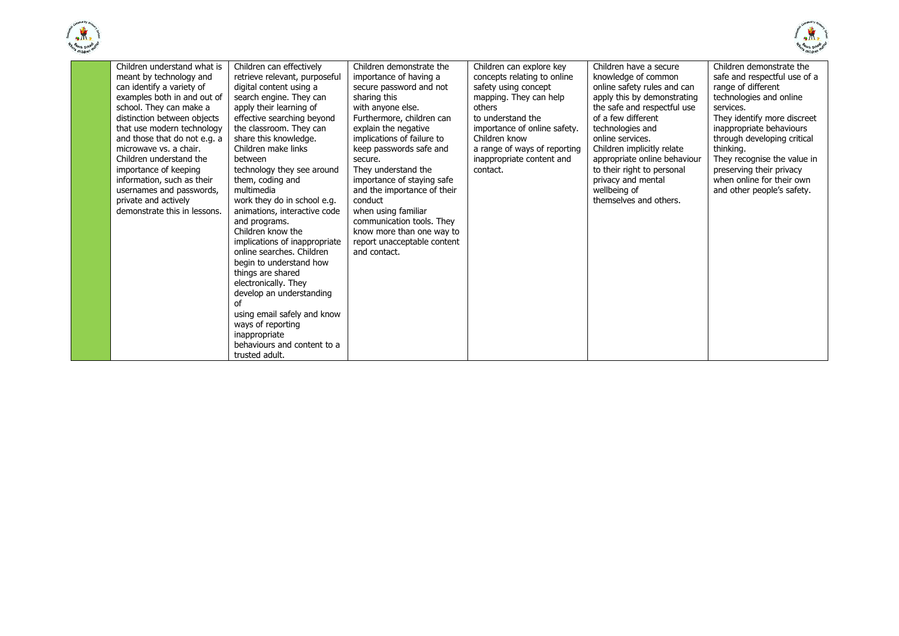| | | | | | | |
|---|---|---|---|---|---|---|
| | Children understand what is meant by technology and can identify a variety of examples both in and out of school. They can make a distinction between objects that use modern technology and those that do not e.g. a microwave vs. a chair. Children understand the importance of keeping information, such as their usernames and passwords, private and actively demonstrate this in lessons. | Children can effectively retrieve relevant, purposeful digital content using a search engine. They can apply their learning of effective searching beyond the classroom. They can share this knowledge. Children make links between technology they see around them, coding and multimedia work they do in school e.g. animations, interactive code and programs. Children know the implications of inappropriate online searches. Children begin to understand how things are shared electronically. They develop an understanding of using email safely and know ways of reporting inappropriate behaviours and content to a trusted adult. | Children demonstrate the importance of having a secure password and not sharing this with anyone else. Furthermore, children can explain the negative implications of failure to keep passwords safe and secure. They understand the importance of staying safe and the importance of their conduct when using familiar communication tools. They know more than one way to report unacceptable content and contact. | Children can explore key concepts relating to online safety using concept mapping. They can help others to understand the importance of online safety. Children know a range of ways of reporting inappropriate content and contact. | Children have a secure knowledge of common online safety rules and can apply this by demonstrating the safe and respectful use of a few different technologies and online services. Children implicitly relate appropriate online behaviour to their right to personal privacy and mental wellbeing of themselves and others. | Children demonstrate the safe and respectful use of a range of different technologies and online services. They identify more discreet inappropriate behaviours through developing critical thinking. They recognise the value in preserving their privacy when online for their own and other people's safety. |